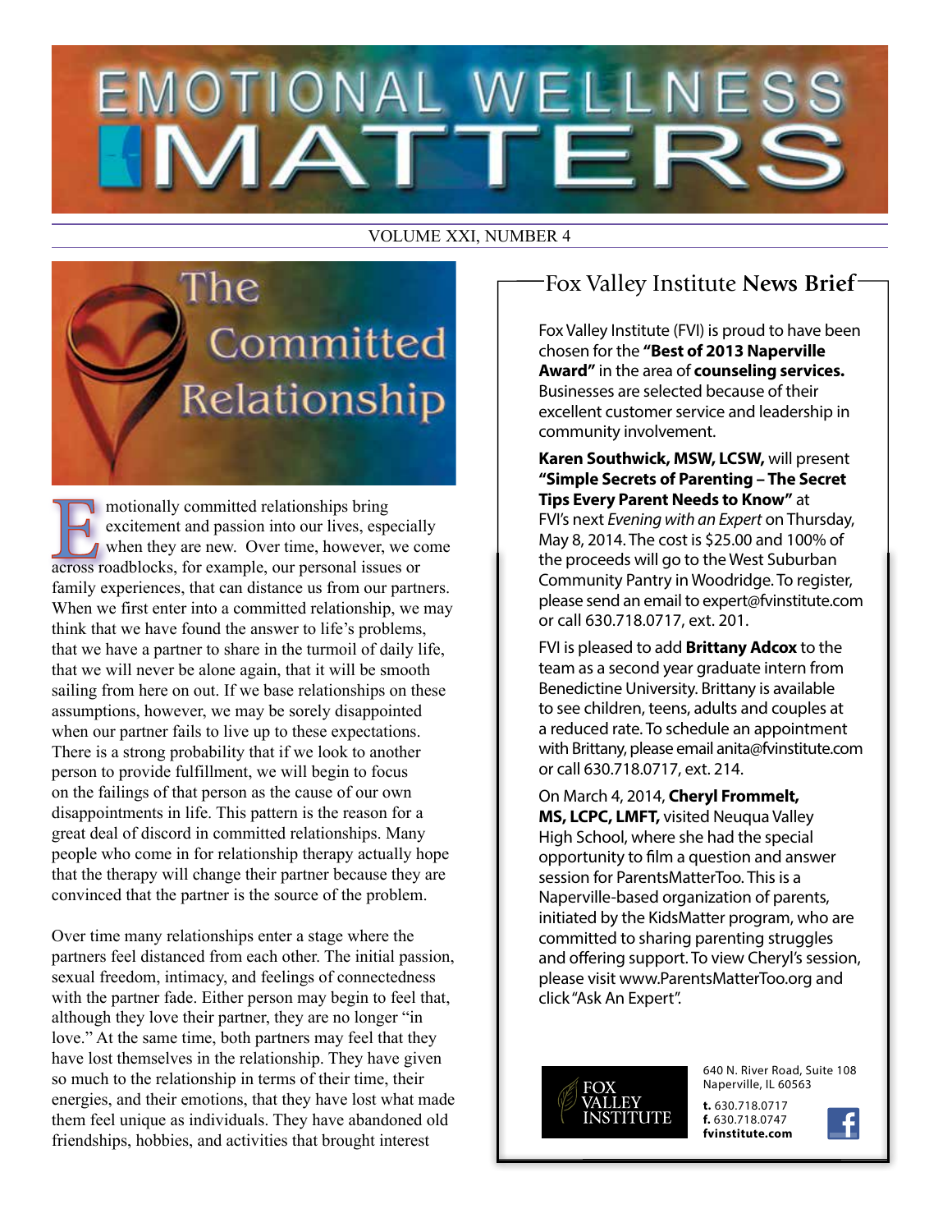# EMOTIONAL WELLNESS MATTERS

VOLUME XXI, NUMBER 4

## The Committed Relationship

Emotionally committed relationships bring excitement and passion into our lives, especially when they are new. Over time, however, we come across roadblocks, for example, our personal issues or family experiences, that can distance us from our partners. When we first enter into a committed relationship, we may think that we have found the answer to life's problems, that we have a partner to share in the turmoil of daily life, that we will never be alone again, that it will be smooth sailing from here on out. If we base relationships on these assumptions, however, we may be sorely disappointed when our partner fails to live up to these expectations. There is a strong probability that if we look to another person to provide fulfillment, we will begin to focus on the failings of that person as the cause of our own disappointments in life. This pattern is the reason for a great deal of discord in committed relationships. Many people who come in for relationship therapy actually hope that the therapy will change their partner because they are convinced that the partner is the source of the problem.

Over time many relationships enter a stage where the partners feel distanced from each other. The initial passion, sexual freedom, intimacy, and feelings of connectedness with the partner fade. Either person may begin to feel that, although they love their partner, they are no longer "in love." At the same time, both partners may feel that they have lost themselves in the relationship. They have given so much to the relationship in terms of their time, their energies, and their emotions, that they have lost what made them feel unique as individuals. They have abandoned old friendships, hobbies, and activities that brought interest

## Fox Valley Institute **News Brief**

Fox Valley Institute (FVI) is proud to have been chosen for the **"Best of 2013 Naperville Award"** in the area of **counseling services.** Businesses are selected because of their excellent customer service and leadership in community involvement.

**Karen Southwick, MSW, LCSW,** will present **"Simple Secrets of Parenting – The Secret Tips Every Parent Needs to Know"** at FVI's next *Evening with an Expert* on Thursday, May 8, 2014. The cost is $25.00 and 100% of the proceeds will go to the West Suburban Community Pantry in Woodridge. To register, please send an email to expert@fvinstitute.com or call 630.718.0717, ext. 201.

FVI is pleased to add **Brittany Adcox** to the team as a second year graduate intern from Benedictine University. Brittany is available to see children, teens, adults and couples at a reduced rate. To schedule an appointment with Brittany, please email anita@fvinstitute.com or call 630.718.0717, ext. 214.

On March 4, 2014, **Cheryl Frommelt, MS, LCPC, LMFT,** visited Neuqua Valley High School, where she had the special opportunity to film a question and answer session for ParentsMatterToo. This is a Naperville-based organization of parents, initiated by the KidsMatter program, who are committed to sharing parenting struggles and offering support. To view Cheryl's session, please visit www.ParentsMatterToo.org and click "Ask An Expert".

FOX VALLEY INSTITUTE

640 N. River Road, Suite 108
Naperville, IL 60563

**t.** 630.718.0717
**f.** 630.718.0747
**fvinstitute.com**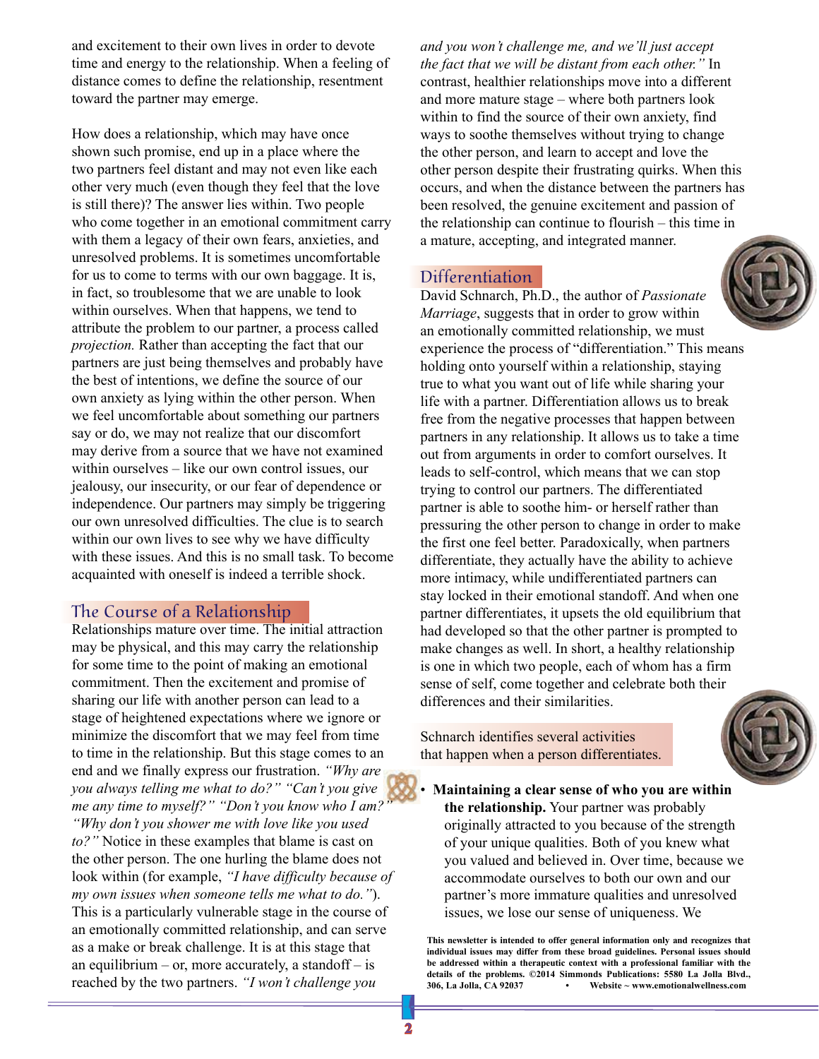and excitement to their own lives in order to devote time and energy to the relationship. When a feeling of distance comes to define the relationship, resentment toward the partner may emerge.

How does a relationship, which may have once shown such promise, end up in a place where the two partners feel distant and may not even like each other very much (even though they feel that the love is still there)? The answer lies within. Two people who come together in an emotional commitment carry with them a legacy of their own fears, anxieties, and unresolved problems. It is sometimes uncomfortable for us to come to terms with our own baggage. It is, in fact, so troublesome that we are unable to look within ourselves. When that happens, we tend to attribute the problem to our partner, a process called *projection.* Rather than accepting the fact that our partners are just being themselves and probably have the best of intentions, we define the source of our own anxiety as lying within the other person. When we feel uncomfortable about something our partners say or do, we may not realize that our discomfort may derive from a source that we have not examined within ourselves – like our own control issues, our jealousy, our insecurity, or our fear of dependence or independence. Our partners may simply be triggering our own unresolved difficulties. The clue is to search within our own lives to see why we have difficulty with these issues. And this is no small task. To become acquainted with oneself is indeed a terrible shock.

## The Course of a Relationship

Relationships mature over time. The initial attraction may be physical, and this may carry the relationship for some time to the point of making an emotional commitment. Then the excitement and promise of sharing our life with another person can lead to a stage of heightened expectations where we ignore or minimize the discomfort that we may feel from time to time in the relationship. But this stage comes to an end and we finally express our frustration. *"Why are you always telling me what to do?" "Can't you give me any time to myself?" "Don't you know who I am?" "Why don't you shower me with love like you used to?"* Notice in these examples that blame is cast on the other person. The one hurling the blame does not look within (for example, *"I have difficulty because of my own issues when someone tells me what to do."*). This is a particularly vulnerable stage in the course of an emotionally committed relationship, and can serve as a make or break challenge. It is at this stage that an equilibrium – or, more accurately, a standoff – is reached by the two partners. *"I won't challenge you and you won't challenge me, and we'll just accept the fact that we will be distant from each other."* In contrast, healthier relationships move into a different and more mature stage – where both partners look within to find the source of their own anxiety, find ways to soothe themselves without trying to change the other person, and learn to accept and love the other person despite their frustrating quirks. When this occurs, and when the distance between the partners has been resolved, the genuine excitement and passion of the relationship can continue to flourish – this time in a mature, accepting, and integrated manner.

## Differentiation

David Schnarch, Ph.D., the author of *Passionate Marriage*, suggests that in order to grow within an emotionally committed relationship, we must experience the process of "differentiation." This means holding onto yourself within a relationship, staying true to what you want out of life while sharing your life with a partner. Differentiation allows us to break free from the negative processes that happen between partners in any relationship. It allows us to take a time out from arguments in order to comfort ourselves. It leads to self-control, which means that we can stop trying to control our partners. The differentiated partner is able to soothe him- or herself rather than pressuring the other person to change in order to make the first one feel better. Paradoxically, when partners differentiate, they actually have the ability to achieve more intimacy, while undifferentiated partners can stay locked in their emotional standoff. And when one partner differentiates, it upsets the old equilibrium that had developed so that the other partner is prompted to make changes as well. In short, a healthy relationship is one in which two people, each of whom has a firm sense of self, come together and celebrate both their differences and their similarities.

Schnarch identifies several activities that happen when a person differentiates.

- **Maintaining a clear sense of who you are within the relationship.** Your partner was probably originally attracted to you because of the strength of your unique qualities. Both of you knew what you valued and believed in. Over time, because we accommodate ourselves to both our own and our partner's more immature qualities and unresolved issues, we lose our sense of uniqueness. We

**This newsletter is intended to offer general information only and recognizes that individual issues may differ from these broad guidelines. Personal issues should be addressed within a therapeutic context with a professional familiar with the details of the problems. ©2014 Simmonds Publications: 5580 La Jolla Blvd., 306, La Jolla, CA 92037 • Website ~ www.emotionalwellness.com**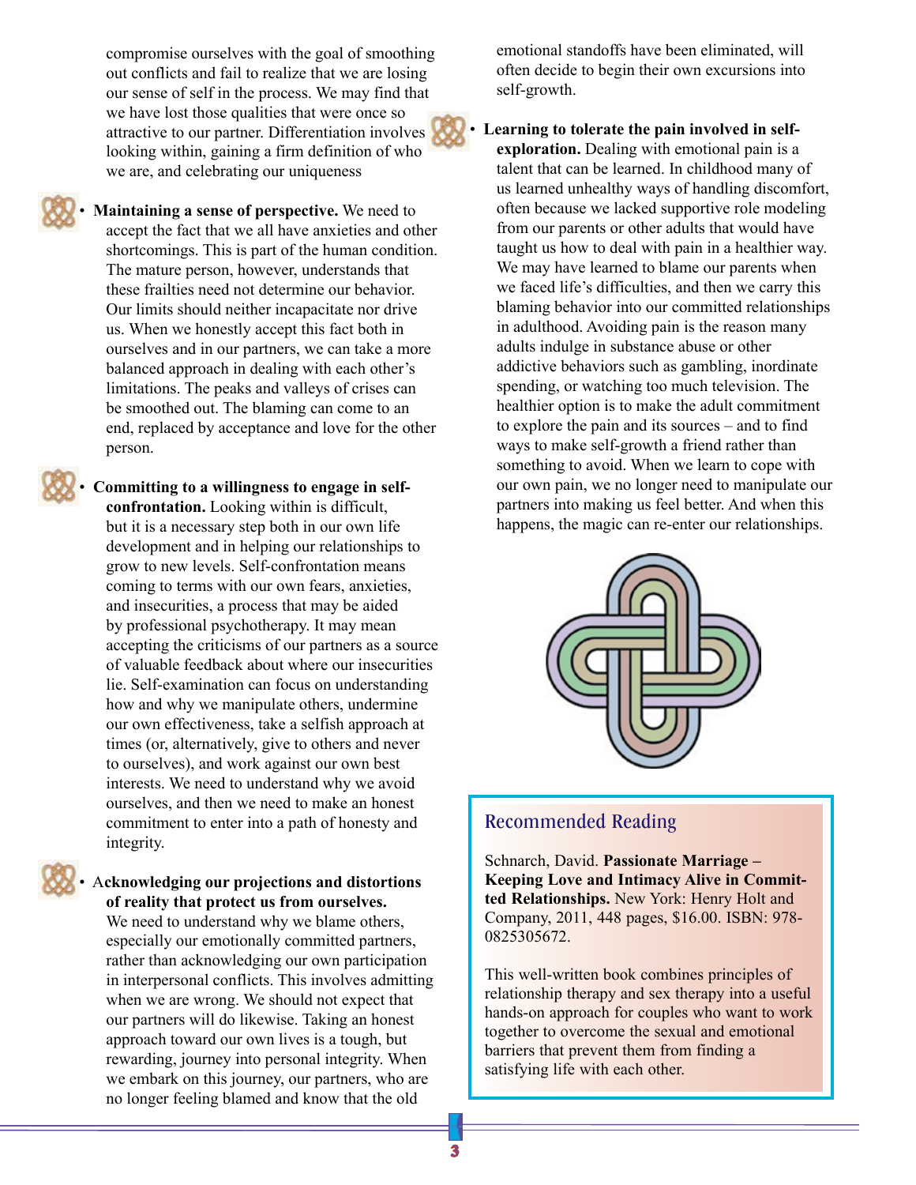compromise ourselves with the goal of smoothing out conflicts and fail to realize that we are losing our sense of self in the process. We may find that we have lost those qualities that were once so attractive to our partner. Differentiation involves looking within, gaining a firm definition of who we are, and celebrating our uniqueness

- **Maintaining a sense of perspective.** We need to accept the fact that we all have anxieties and other shortcomings. This is part of the human condition. The mature person, however, understands that these frailties need not determine our behavior. Our limits should neither incapacitate nor drive us. When we honestly accept this fact both in ourselves and in our partners, we can take a more balanced approach in dealing with each other's limitations. The peaks and valleys of crises can be smoothed out. The blaming can come to an end, replaced by acceptance and love for the other person.

- **Committing to a willingness to engage in self-confrontation.** Looking within is difficult, but it is a necessary step both in our own life development and in helping our relationships to grow to new levels. Self-confrontation means coming to terms with our own fears, anxieties, and insecurities, a process that may be aided by professional psychotherapy. It may mean accepting the criticisms of our partners as a source of valuable feedback about where our insecurities lie. Self-examination can focus on understanding how and why we manipulate others, undermine our own effectiveness, take a selfish approach at times (or, alternatively, give to others and never to ourselves), and work against our own best interests. We need to understand why we avoid ourselves, and then we need to make an honest commitment to enter into a path of honesty and integrity.

- **Acknowledging our projections and distortions of reality that protect us from ourselves.** We need to understand why we blame others, especially our emotionally committed partners, rather than acknowledging our own participation in interpersonal conflicts. This involves admitting when we are wrong. We should not expect that our partners will do likewise. Taking an honest approach toward our own lives is a tough, but rewarding, journey into personal integrity. When we embark on this journey, our partners, who are no longer feeling blamed and know that the old emotional standoffs have been eliminated, will often decide to begin their own excursions into self-growth.

- **Learning to tolerate the pain involved in self-exploration.** Dealing with emotional pain is a talent that can be learned. In childhood many of us learned unhealthy ways of handling discomfort, often because we lacked supportive role modeling from our parents or other adults that would have taught us how to deal with pain in a healthier way. We may have learned to blame our parents when we faced life's difficulties, and then we carry this blaming behavior into our committed relationships in adulthood. Avoiding pain is the reason many adults indulge in substance abuse or other addictive behaviors such as gambling, inordinate spending, or watching too much television. The healthier option is to make the adult commitment to explore the pain and its sources – and to find ways to make self-growth a friend rather than something to avoid. When we learn to cope with our own pain, we no longer need to manipulate our partners into making us feel better. And when this happens, the magic can re-enter our relationships.

## Recommended Reading

Schnarch, David. **Passionate Marriage – Keeping Love and Intimacy Alive in Committed Relationships.** New York: Henry Holt and Company, 2011, 448 pages, $16.00. ISBN: 978-0825305672.

This well-written book combines principles of relationship therapy and sex therapy into a useful hands-on approach for couples who want to work together to overcome the sexual and emotional barriers that prevent them from finding a satisfying life with each other.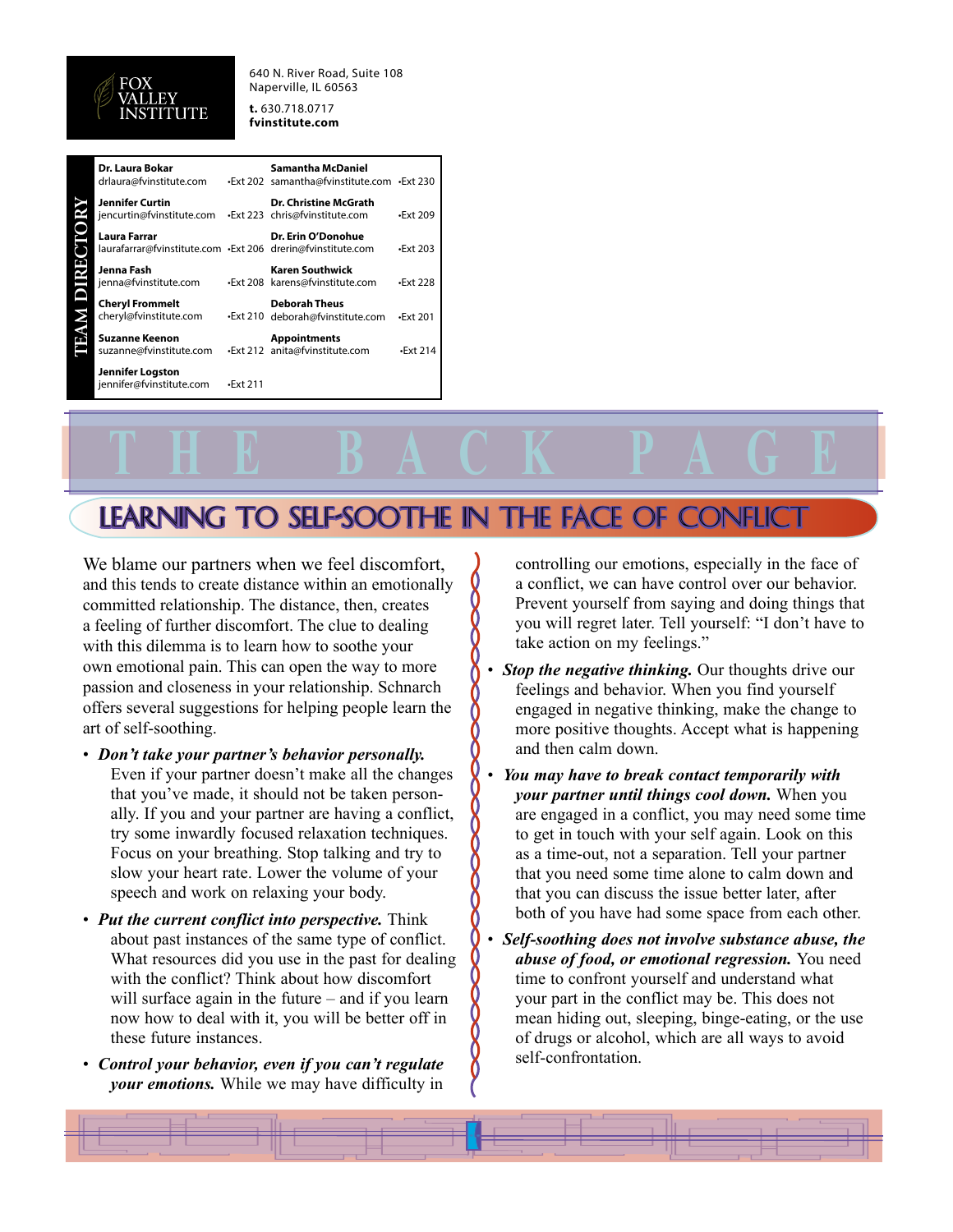FOX VALLEY INSTITUTE

640 N. River Road, Suite 108
Naperville, IL 60563

**t.** 630.718.0717
**fvinstitute.com**

## TEAM DIRECTORY

| | | | | | |
|---|---|---|---|---|---|
| **Dr. Laura Bokar** | drlaura@fvinstitute.com | •Ext 202 | **Samantha McDaniel** | samantha@fvinstitute.com | •Ext 230 |
| **Jennifer Curtin** | jencurtin@fvinstitute.com | •Ext 223 | **Dr. Christine McGrath** | chris@fvinstitute.com | •Ext 209 |
| **Laura Farrar** | laurafarrar@fvinstitute.com | •Ext 206 | **Dr. Erin O'Donohue** | drerin@fvinstitute.com | •Ext 203 |
| **Jenna Fash** | jenna@fvinstitute.com | •Ext 208 | **Karen Southwick** | karens@fvinstitute.com | •Ext 228 |
| **Cheryl Frommelt** | cheryl@fvinstitute.com | •Ext 210 | **Deborah Theus** | deborah@fvinstitute.com | •Ext 201 |
| **Suzanne Keenon** | suzanne@fvinstitute.com | •Ext 212 | **Appointments** | anita@fvinstitute.com | •Ext 214 |
| **Jennifer Logston** | jennifer@fvinstitute.com | •Ext 211 | | | |

# THE BACK PAGE

## LEARNING TO SELF-SOOTHE IN THE FACE OF CONFLICT

We blame our partners when we feel discomfort, and this tends to create distance within an emotionally committed relationship. The distance, then, creates a feeling of further discomfort. The clue to dealing with this dilemma is to learn how to soothe your own emotional pain. This can open the way to more passion and closeness in your relationship. Schnarch offers several suggestions for helping people learn the art of self-soothing.

- ***Don't take your partner's behavior personally.*** Even if your partner doesn't make all the changes that you've made, it should not be taken personally. If you and your partner are having a conflict, try some inwardly focused relaxation techniques. Focus on your breathing. Stop talking and try to slow your heart rate. Lower the volume of your speech and work on relaxing your body.
- ***Put the current conflict into perspective.*** Think about past instances of the same type of conflict. What resources did you use in the past for dealing with the conflict? Think about how discomfort will surface again in the future – and if you learn now how to deal with it, you will be better off in these future instances.
- ***Control your behavior, even if you can't regulate your emotions.*** While we may have difficulty in controlling our emotions, especially in the face of a conflict, we can have control over our behavior. Prevent yourself from saying and doing things that you will regret later. Tell yourself: "I don't have to take action on my feelings."
- ***Stop the negative thinking.*** Our thoughts drive our feelings and behavior. When you find yourself engaged in negative thinking, make the change to more positive thoughts. Accept what is happening and then calm down.
- ***You may have to break contact temporarily with your partner until things cool down.*** When you are engaged in a conflict, you may need some time to get in touch with your self again. Look on this as a time-out, not a separation. Tell your partner that you need some time alone to calm down and that you can discuss the issue better later, after both of you have had some space from each other.
- ***Self-soothing does not involve substance abuse, the abuse of food, or emotional regression.*** You need time to confront yourself and understand what your part in the conflict may be. This does not mean hiding out, sleeping, binge-eating, or the use of drugs or alcohol, which are all ways to avoid self-confrontation.